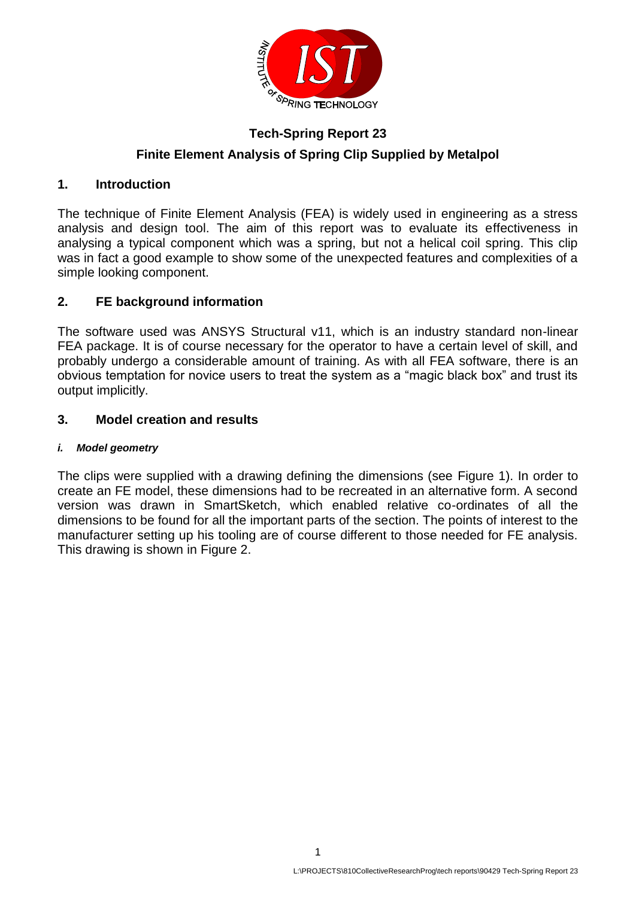# Tech-Spring Report 23

## Finite Element Analysis of Spring Clip Supplied by Metalpol

## 1. Introduction

The technique of Finite Element Analysis (FEA) is widely used in engineering as a stress analysis and design tool. The aim of this report was to evaluate its effectiveness in analysing a typical component which was a spring, but not a helical coil spring. This clip was in fact a good example to show some of the unexpected features and complexities of a simple looking component.

## 2. FE background information

The software used was ANSYS Structural v11, which is an industry standard non-linear FEA package. It is of course necessary for the operator to have a certain level of skill, and probably undergo a considerable amount of training. As with all FEA software, there is an obvious temptation for novice users to treat the system as a "magic black box" and trust its output implicitly.

## 3. Model creation and results

#### *i. Model geometry*

The clips were supplied with a drawing defining the dimensions (see Figure 1). In order to create an FE model, these dimensions had to be recreated in an alternative form. A second version was drawn in SmartSketch, which enabled relative co-ordinates of all the dimensions to be found for all the important parts of the section. The points of interest to the manufacturer setting up his tooling are of course different to those needed for FE analysis. This drawing is shown in Figure 2.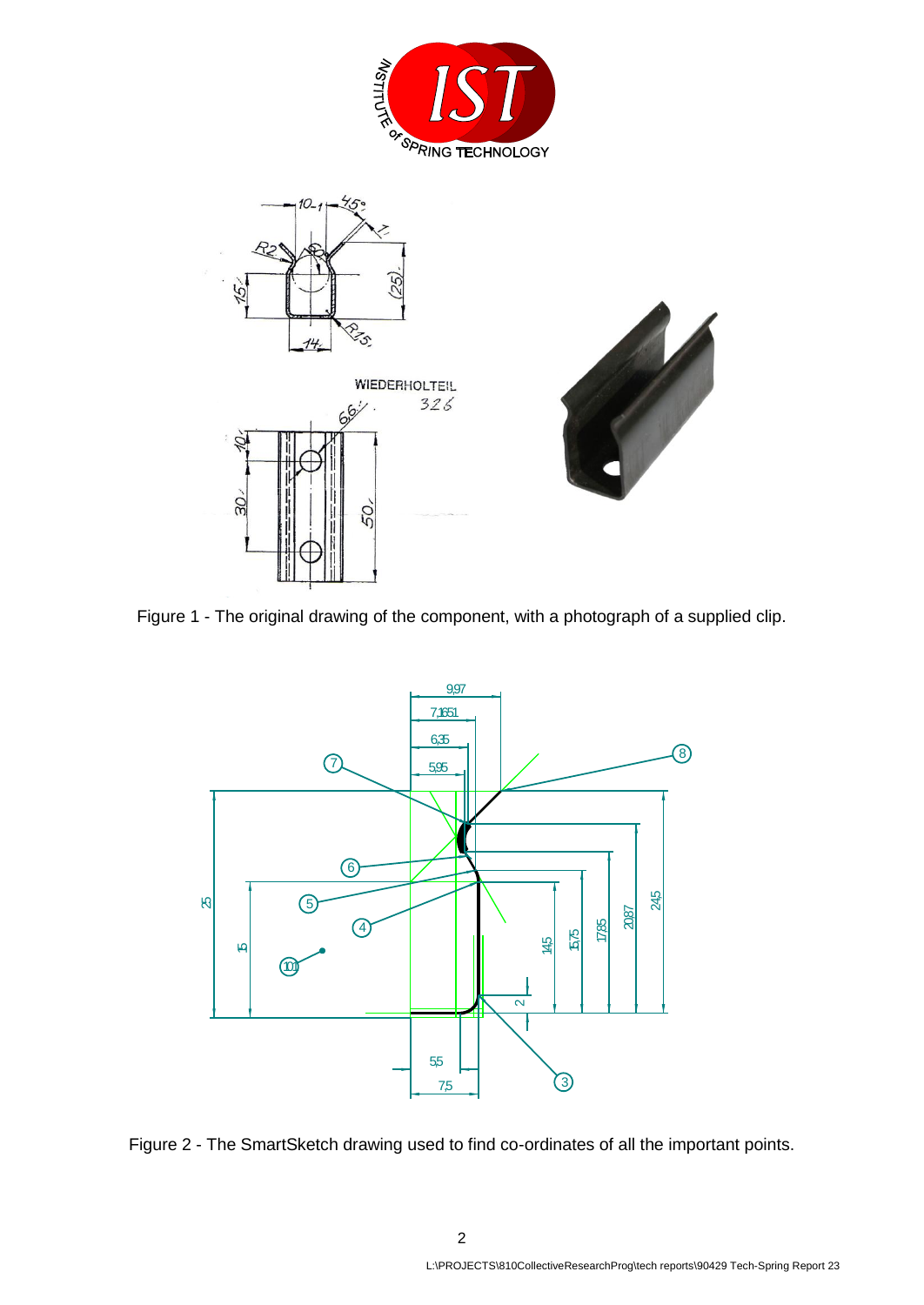Figure 1 - The original drawing of the component, with a photograph of a supplied clip.

Figure 2 - The SmartSketch drawing used to find co-ordinates of all the important points.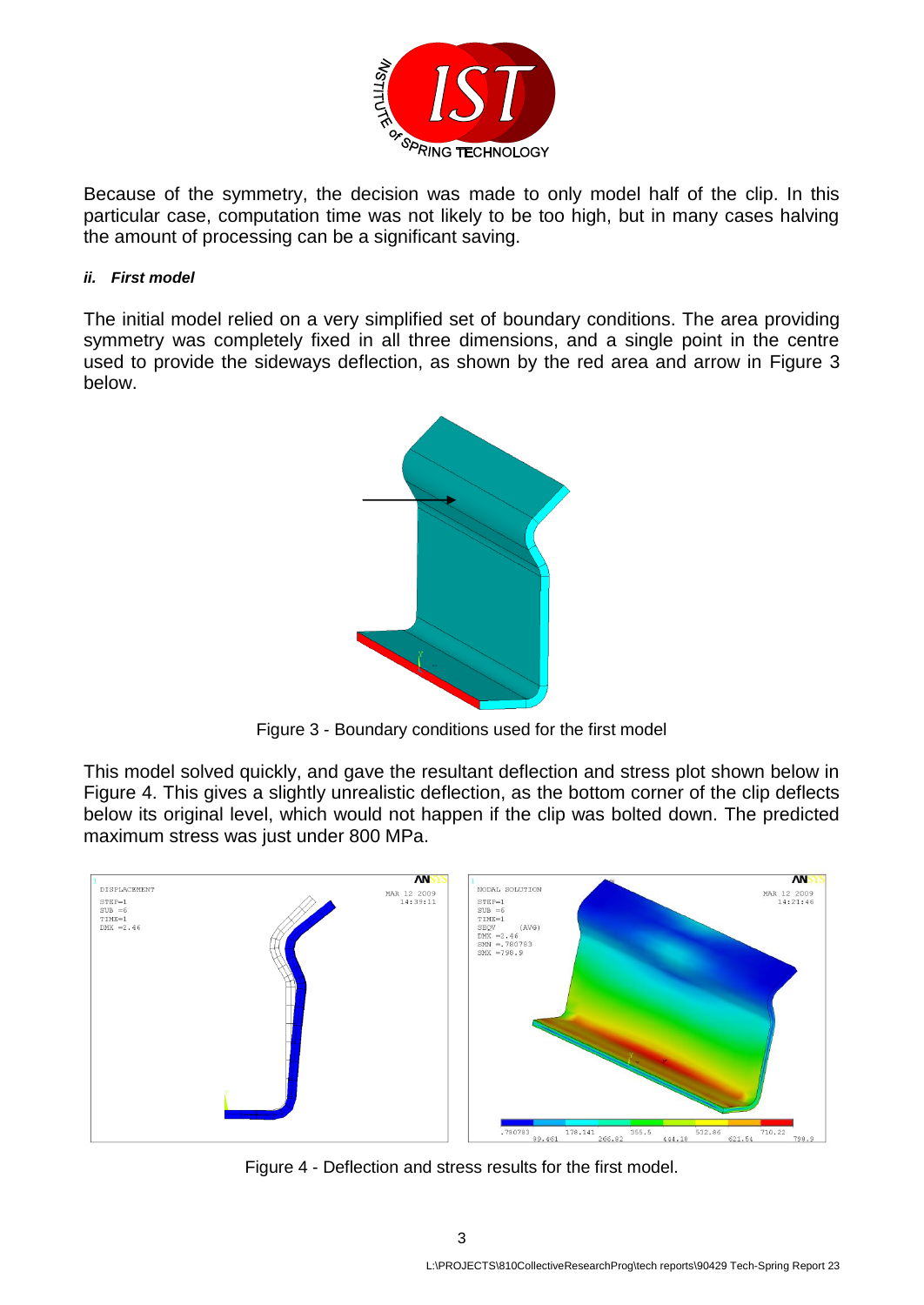Because of the symmetry, the decision was made to only model half of the clip. In this particular case, computation time was not likely to be too high, but in many cases halving the amount of processing can be a significant saving.

#### *ii. First model*

The initial model relied on a very simplified set of boundary conditions. The area providing symmetry was completely fixed in all three dimensions, and a single point in the centre used to provide the sideways deflection, as shown by the red area and arrow in Figure 3 below.

Figure 3 - Boundary conditions used for the first model

This model solved quickly, and gave the resultant deflection and stress plot shown below in Figure 4. This gives a slightly unrealistic deflection, as the bottom corner of the clip deflects below its original level, which would not happen if the clip was bolted down. The predicted maximum stress was just under 800 MPa.

Figure 4 - Deflection and stress results for the first model.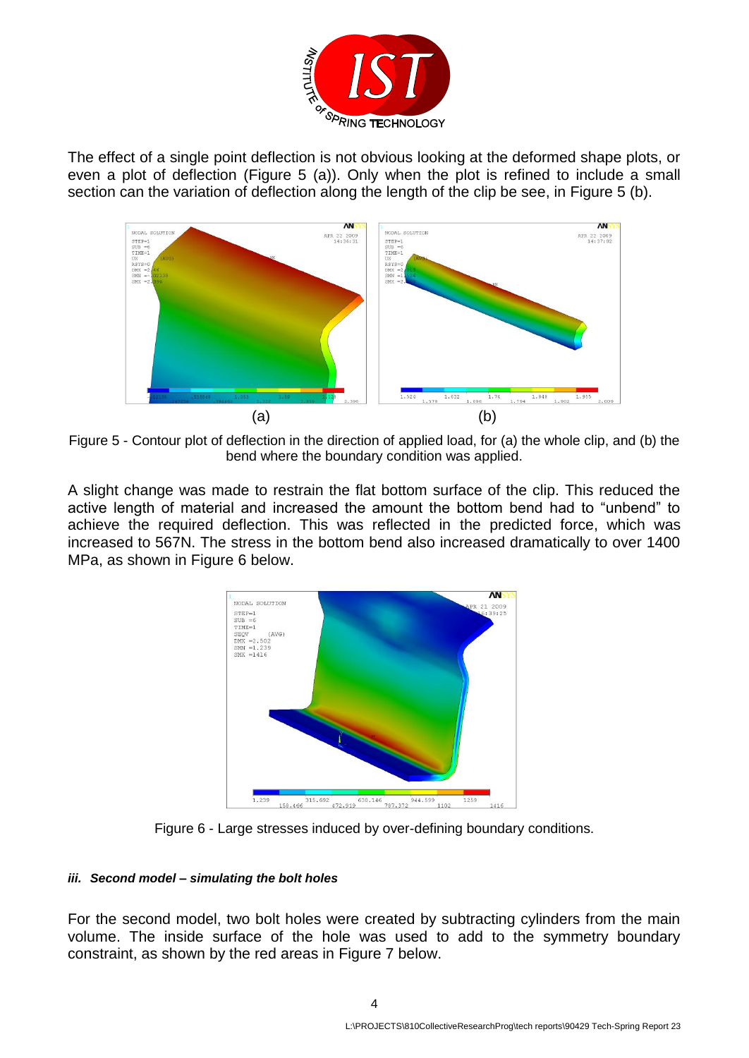The effect of a single point deflection is not obvious looking at the deformed shape plots, or even a plot of deflection (Figure 5 (a)). Only when the plot is refined to include a small section can the variation of deflection along the length of the clip be see, in Figure 5 (b).

(a) (b)

Figure 5 - Contour plot of deflection in the direction of applied load, for (a) the whole clip, and (b) the bend where the boundary condition was applied.

A slight change was made to restrain the flat bottom surface of the clip. This reduced the active length of material and increased the amount the bottom bend had to "unbend" to achieve the required deflection. This was reflected in the predicted force, which was increased to 567N. The stress in the bottom bend also increased dramatically to over 1400 MPa, as shown in Figure 6 below.

Figure 6 - Large stresses induced by over-defining boundary conditions.

#### *iii. Second model – simulating the bolt holes*

For the second model, two bolt holes were created by subtracting cylinders from the main volume. The inside surface of the hole was used to add to the symmetry boundary constraint, as shown by the red areas in Figure 7 below.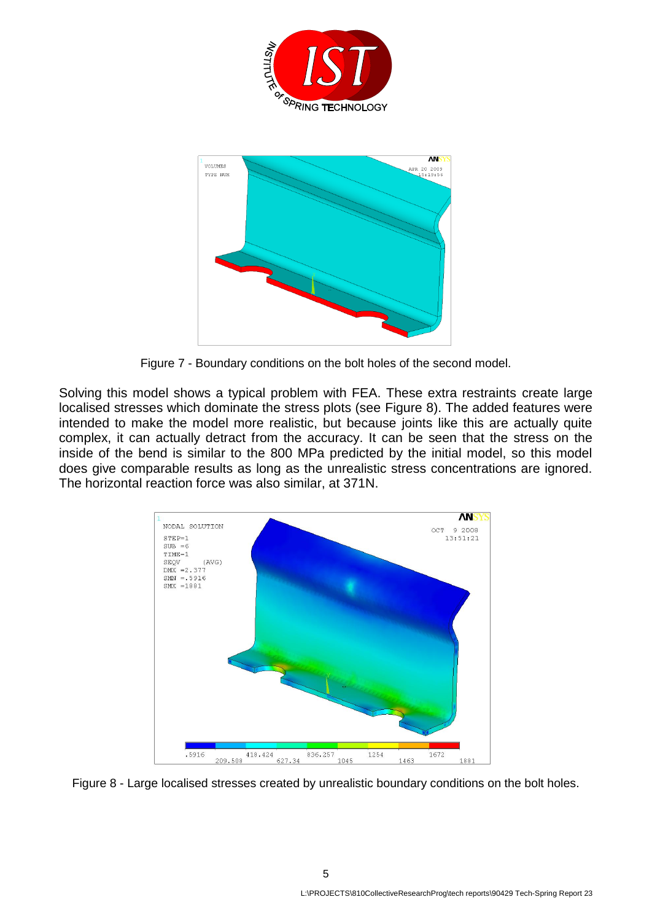Figure 7 - Boundary conditions on the bolt holes of the second model.

Solving this model shows a typical problem with FEA. These extra restraints create large localised stresses which dominate the stress plots (see Figure 8). The added features were intended to make the model more realistic, but because joints like this are actually quite complex, it can actually detract from the accuracy. It can be seen that the stress on the inside of the bend is similar to the 800 MPa predicted by the initial model, so this model does give comparable results as long as the unrealistic stress concentrations are ignored. The horizontal reaction force was also similar, at 371N.

Figure 8 - Large localised stresses created by unrealistic boundary conditions on the bolt holes.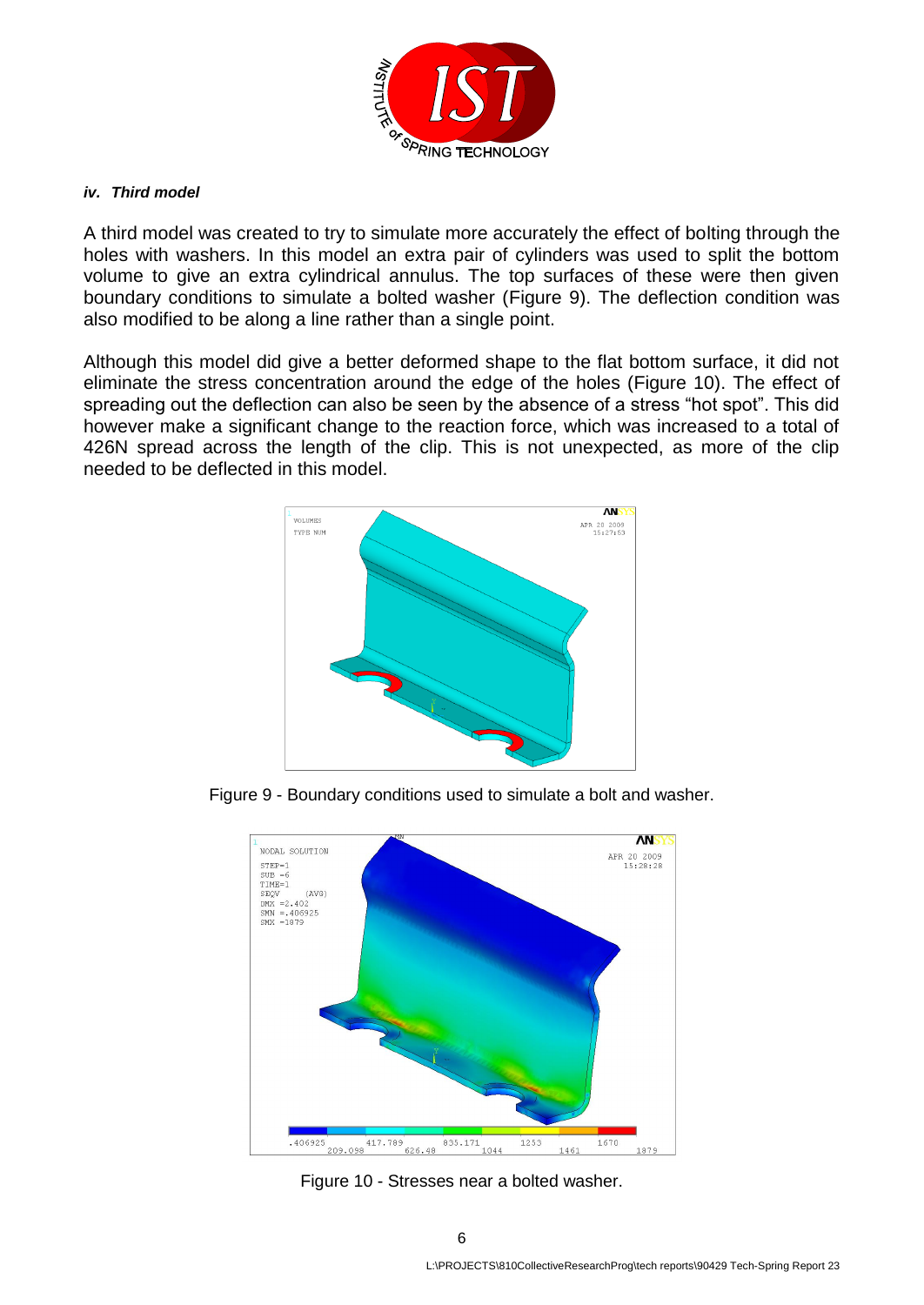#### *iv. Third model*

A third model was created to try to simulate more accurately the effect of bolting through the holes with washers. In this model an extra pair of cylinders was used to split the bottom volume to give an extra cylindrical annulus. The top surfaces of these were then given boundary conditions to simulate a bolted washer (Figure 9). The deflection condition was also modified to be along a line rather than a single point.

Although this model did give a better deformed shape to the flat bottom surface, it did not eliminate the stress concentration around the edge of the holes (Figure 10). The effect of spreading out the deflection can also be seen by the absence of a stress "hot spot". This did however make a significant change to the reaction force, which was increased to a total of 426N spread across the length of the clip. This is not unexpected, as more of the clip needed to be deflected in this model.

Figure 9 - Boundary conditions used to simulate a bolt and washer.

Figure 10 - Stresses near a bolted washer.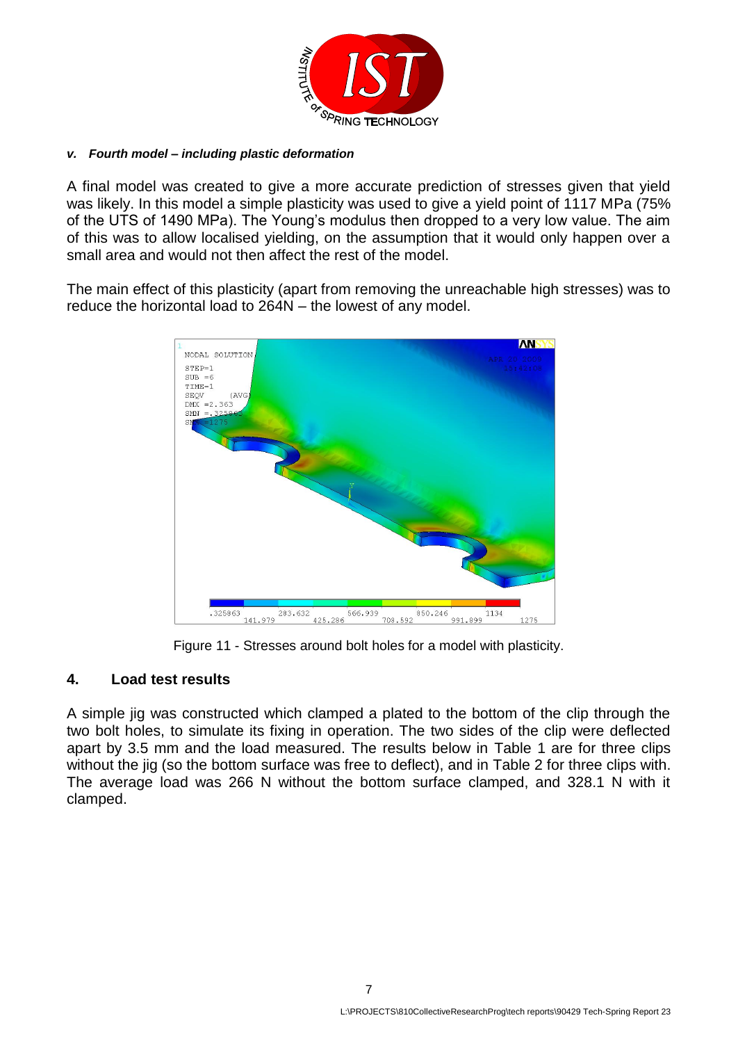#### *v. Fourth model – including plastic deformation*

A final model was created to give a more accurate prediction of stresses given that yield was likely. In this model a simple plasticity was used to give a yield point of 1117 MPa (75% of the UTS of 1490 MPa). The Young's modulus then dropped to a very low value. The aim of this was to allow localised yielding, on the assumption that it would only happen over a small area and would not then affect the rest of the model.

The main effect of this plasticity (apart from removing the unreachable high stresses) was to reduce the horizontal load to 264N – the lowest of any model.

Figure 11 - Stresses around bolt holes for a model with plasticity.

## 4. Load test results

A simple jig was constructed which clamped a plated to the bottom of the clip through the two bolt holes, to simulate its fixing in operation. The two sides of the clip were deflected apart by 3.5 mm and the load measured. The results below in Table 1 are for three clips without the jig (so the bottom surface was free to deflect), and in Table 2 for three clips with. The average load was 266 N without the bottom surface clamped, and 328.1 N with it clamped.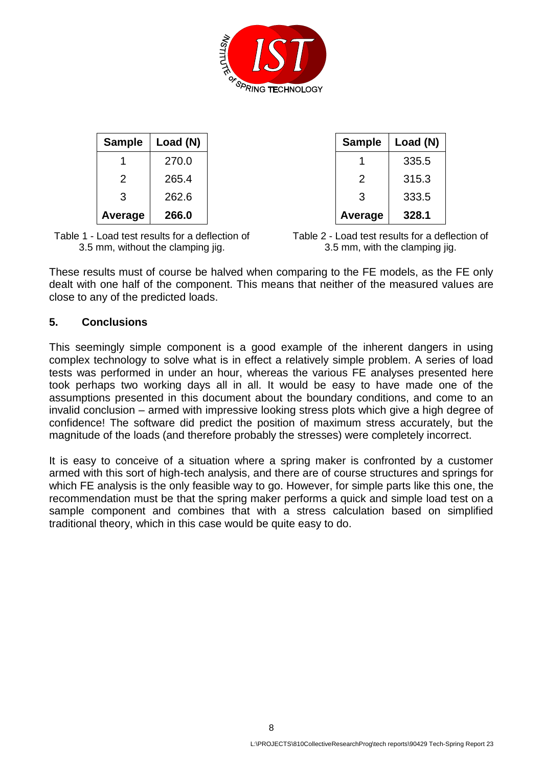| Sample | Load (N) |
| --- | --- |
| 1 | 270.0 |
| 2 | 265.4 |
| 3 | 262.6 |
| **Average** | **266.0** |

Table 1 - Load test results for a deflection of 3.5 mm, without the clamping jig.

| Sample | Load (N) |
| --- | --- |
| 1 | 335.5 |
| 2 | 315.3 |
| 3 | 333.5 |
| **Average** | **328.1** |

Table 2 - Load test results for a deflection of 3.5 mm, with the clamping jig.

These results must of course be halved when comparing to the FE models, as the FE only dealt with one half of the component. This means that neither of the measured values are close to any of the predicted loads.

## 5. Conclusions

This seemingly simple component is a good example of the inherent dangers in using complex technology to solve what is in effect a relatively simple problem. A series of load tests was performed in under an hour, whereas the various FE analyses presented here took perhaps two working days all in all. It would be easy to have made one of the assumptions presented in this document about the boundary conditions, and come to an invalid conclusion – armed with impressive looking stress plots which give a high degree of confidence! The software did predict the position of maximum stress accurately, but the magnitude of the loads (and therefore probably the stresses) were completely incorrect.

It is easy to conceive of a situation where a spring maker is confronted by a customer armed with this sort of high-tech analysis, and there are of course structures and springs for which FE analysis is the only feasible way to go. However, for simple parts like this one, the recommendation must be that the spring maker performs a quick and simple load test on a sample component and combines that with a stress calculation based on simplified traditional theory, which in this case would be quite easy to do.